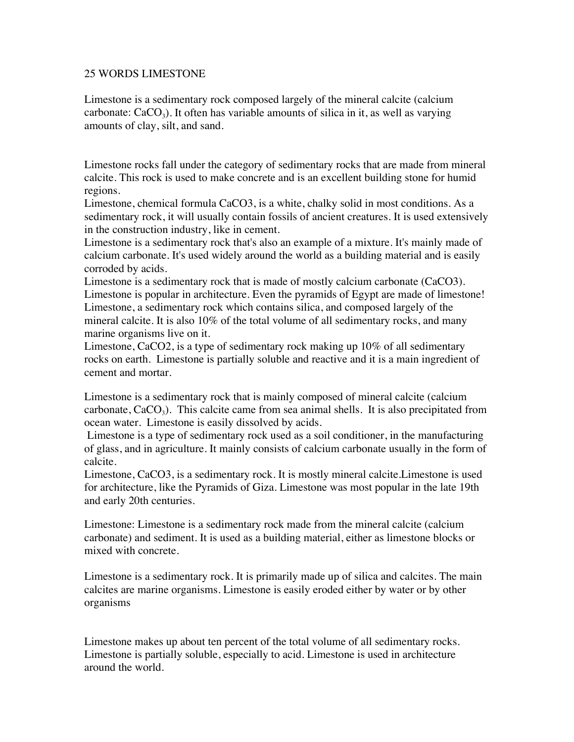25 WORDS LIMESTONE

Limestone is a sedimentary rock composed largely of the mineral calcite (calcium carbonate: $CaCO_3$). It often has variable amounts of silica in it, as well as varying amounts of clay, silt, and sand.

Limestone rocks fall under the category of sedimentary rocks that are made from mineral calcite. This rock is used to make concrete and is an excellent building stone for humid regions.

Limestone, chemical formula CaCO3, is a white, chalky solid in most conditions. As a sedimentary rock, it will usually contain fossils of ancient creatures. It is used extensively in the construction industry, like in cement.

Limestone is a sedimentary rock that's also an example of a mixture. It's mainly made of calcium carbonate. It's used widely around the world as a building material and is easily corroded by acids.

Limestone is a sedimentary rock that is made of mostly calcium carbonate (CaCO3). Limestone is popular in architecture. Even the pyramids of Egypt are made of limestone!

Limestone, a sedimentary rock which contains silica, and composed largely of the mineral calcite. It is also 10% of the total volume of all sedimentary rocks, and many marine organisms live on it.

Limestone, CaCO2, is a type of sedimentary rock making up 10% of all sedimentary rocks on earth. Limestone is partially soluble and reactive and it is a main ingredient of cement and mortar.

Limestone is a sedimentary rock that is mainly composed of mineral calcite (calcium carbonate, $CaCO_3$). This calcite came from sea animal shells. It is also precipitated from ocean water. Limestone is easily dissolved by acids.

Limestone is a type of sedimentary rock used as a soil conditioner, in the manufacturing of glass, and in agriculture. It mainly consists of calcium carbonate usually in the form of calcite.

Limestone, CaCO3, is a sedimentary rock. It is mostly mineral calcite.Limestone is used for architecture, like the Pyramids of Giza. Limestone was most popular in the late 19th and early 20th centuries.

Limestone: Limestone is a sedimentary rock made from the mineral calcite (calcium carbonate) and sediment. It is used as a building material, either as limestone blocks or mixed with concrete.

Limestone is a sedimentary rock. It is primarily made up of silica and calcites. The main calcites are marine organisms. Limestone is easily eroded either by water or by other organisms

Limestone makes up about ten percent of the total volume of all sedimentary rocks. Limestone is partially soluble, especially to acid. Limestone is used in architecture around the world.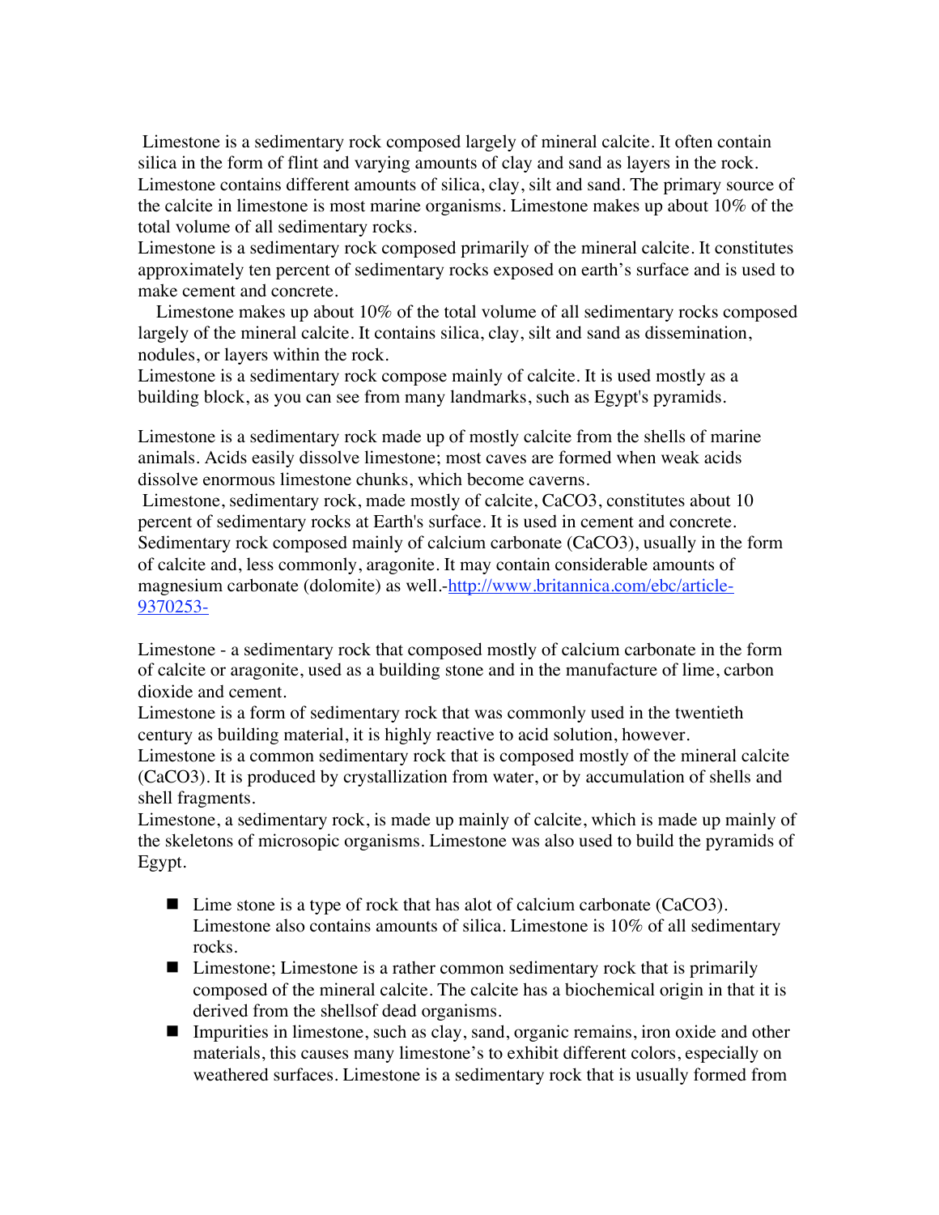Limestone is a sedimentary rock composed largely of mineral calcite. It often contain silica in the form of flint and varying amounts of clay and sand as layers in the rock. Limestone contains different amounts of silica, clay, silt and sand. The primary source of the calcite in limestone is most marine organisms. Limestone makes up about 10% of the total volume of all sedimentary rocks.

Limestone is a sedimentary rock composed primarily of the mineral calcite. It constitutes approximately ten percent of sedimentary rocks exposed on earth's surface and is used to make cement and concrete.

Limestone makes up about 10% of the total volume of all sedimentary rocks composed largely of the mineral calcite. It contains silica, clay, silt and sand as dissemination, nodules, or layers within the rock.

Limestone is a sedimentary rock compose mainly of calcite. It is used mostly as a building block, as you can see from many landmarks, such as Egypt's pyramids.

Limestone is a sedimentary rock made up of mostly calcite from the shells of marine animals. Acids easily dissolve limestone; most caves are formed when weak acids dissolve enormous limestone chunks, which become caverns.

Limestone, sedimentary rock, made mostly of calcite, $CaCO_3$, constitutes about 10 percent of sedimentary rocks at Earth's surface. It is used in cement and concrete.

Sedimentary rock composed mainly of calcium carbonate ($CaCO_3$), usually in the form of calcite and, less commonly, aragonite. It may contain considerable amounts of magnesium carbonate (dolomite) as well.-http://www.britannica.com/ebc/article-9370253-

Limestone - a sedimentary rock that composed mostly of calcium carbonate in the form of calcite or aragonite, used as a building stone and in the manufacture of lime, carbon dioxide and cement.

Limestone is a form of sedimentary rock that was commonly used in the twentieth century as building material, it is highly reactive to acid solution, however.

Limestone is a common sedimentary rock that is composed mostly of the mineral calcite ($CaCO_3$). It is produced by crystallization from water, or by accumulation of shells and shell fragments.

Limestone, a sedimentary rock, is made up mainly of calcite, which is made up mainly of the skeletons of microsopic organisms. Limestone was also used to build the pyramids of Egypt.

- Lime stone is a type of rock that has alot of calcium carbonate ($CaCO_3$). Limestone also contains amounts of silica. Limestone is 10% of all sedimentary rocks.
- Limestone; Limestone is a rather common sedimentary rock that is primarily composed of the mineral calcite. The calcite has a biochemical origin in that it is derived from the shellsof dead organisms.
- Impurities in limestone, such as clay, sand, organic remains, iron oxide and other materials, this causes many limestone's to exhibit different colors, especially on weathered surfaces. Limestone is a sedimentary rock that is usually formed from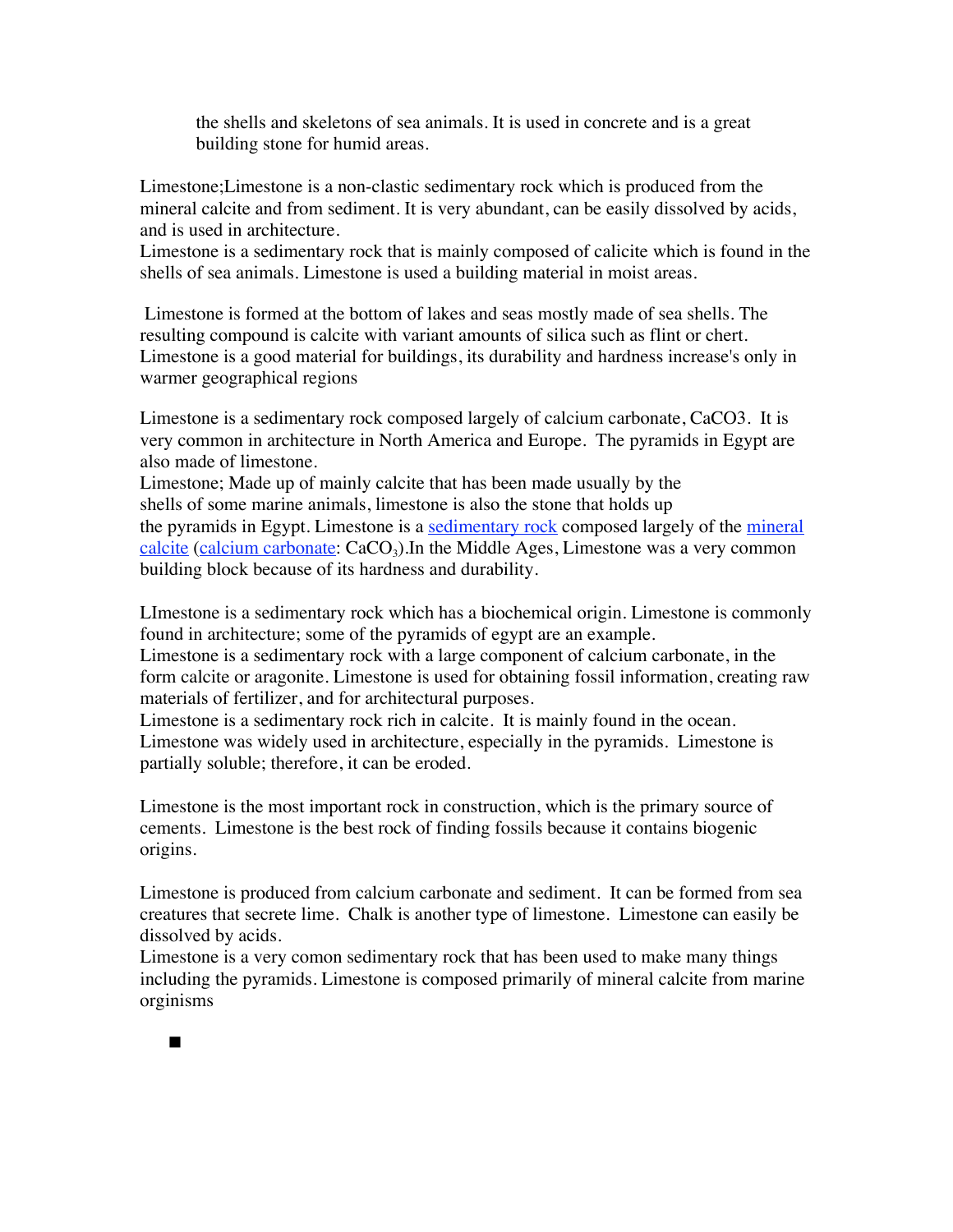the shells and skeletons of sea animals. It is used in concrete and is a great building stone for humid areas.

Limestone;Limestone is a non-clastic sedimentary rock which is produced from the mineral calcite and from sediment. It is very abundant, can be easily dissolved by acids, and is used in architecture.
Limestone is a sedimentary rock that is mainly composed of calicite which is found in the shells of sea animals. Limestone is used a building material in moist areas.

Limestone is formed at the bottom of lakes and seas mostly made of sea shells. The resulting compound is calcite with variant amounts of silica such as flint or chert. Limestone is a good material for buildings, its durability and hardness increase's only in warmer geographical regions

Limestone is a sedimentary rock composed largely of calcium carbonate, CaCO3. It is very common in architecture in North America and Europe. The pyramids in Egypt are also made of limestone.
Limestone; Made up of mainly calcite that has been made usually by the shells of some marine animals, limestone is also the stone that holds up the pyramids in Egypt. Limestone is a sedimentary rock composed largely of the mineral calcite (calcium carbonate: $CaCO_3$).In the Middle Ages, Limestone was a very common building block because of its hardness and durability.

LImestone is a sedimentary rock which has a biochemical origin. Limestone is commonly found in architecture; some of the pyramids of egypt are an example.
Limestone is a sedimentary rock with a large component of calcium carbonate, in the form calcite or aragonite. Limestone is used for obtaining fossil information, creating raw materials of fertilizer, and for architectural purposes.
Limestone is a sedimentary rock rich in calcite. It is mainly found in the ocean. Limestone was widely used in architecture, especially in the pyramids. Limestone is partially soluble; therefore, it can be eroded.

Limestone is the most important rock in construction, which is the primary source of cements. Limestone is the best rock of finding fossils because it contains biogenic origins.

Limestone is produced from calcium carbonate and sediment. It can be formed from sea creatures that secrete lime. Chalk is another type of limestone. Limestone can easily be dissolved by acids.
Limestone is a very comon sedimentary rock that has been used to make many things including the pyramids. Limestone is composed primarily of mineral calcite from marine orginisms

-